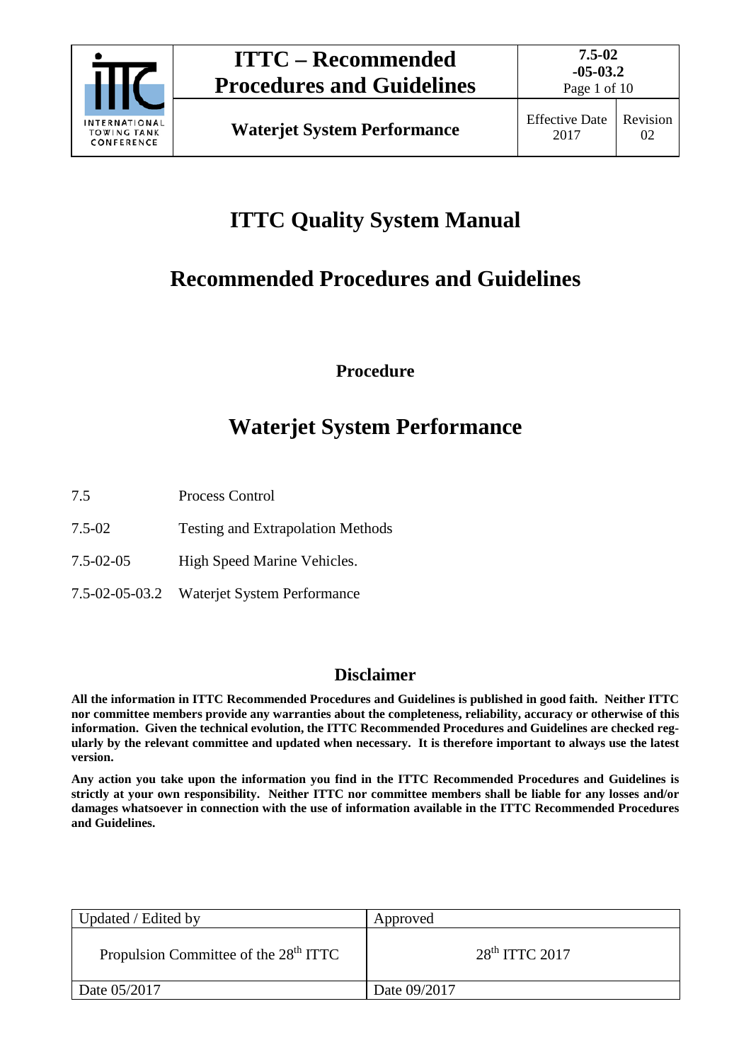# ITTC Quality System Manual

# Recommended Procedures and Guidelines

**Procedure**

# Waterjet System Performance

| | |
|---|---|
| 7.5 | Process Control |
| 7.5-02 | Testing and Extrapolation Methods |
| 7.5-02-05 | High Speed Marine Vehicles. |
| 7.5-02-05-03.2 | Waterjet System Performance |

## Disclaimer

**All the information in ITTC Recommended Procedures and Guidelines is published in good faith. Neither ITTC nor committee members provide any warranties about the completeness, reliability, accuracy or otherwise of this information. Given the technical evolution, the ITTC Recommended Procedures and Guidelines are checked regularly by the relevant committee and updated when necessary. It is therefore important to always use the latest version.**

**Any action you take upon the information you find in the ITTC Recommended Procedures and Guidelines is strictly at your own responsibility. Neither ITTC nor committee members shall be liable for any losses and/or damages whatsoever in connection with the use of information available in the ITTC Recommended Procedures and Guidelines.**

| Updated / Edited by | Approved |
|---|---|
| Propulsion Committee of the 28th ITTC | 28th ITTC 2017 |
| Date 05/2017 | Date 09/2017 |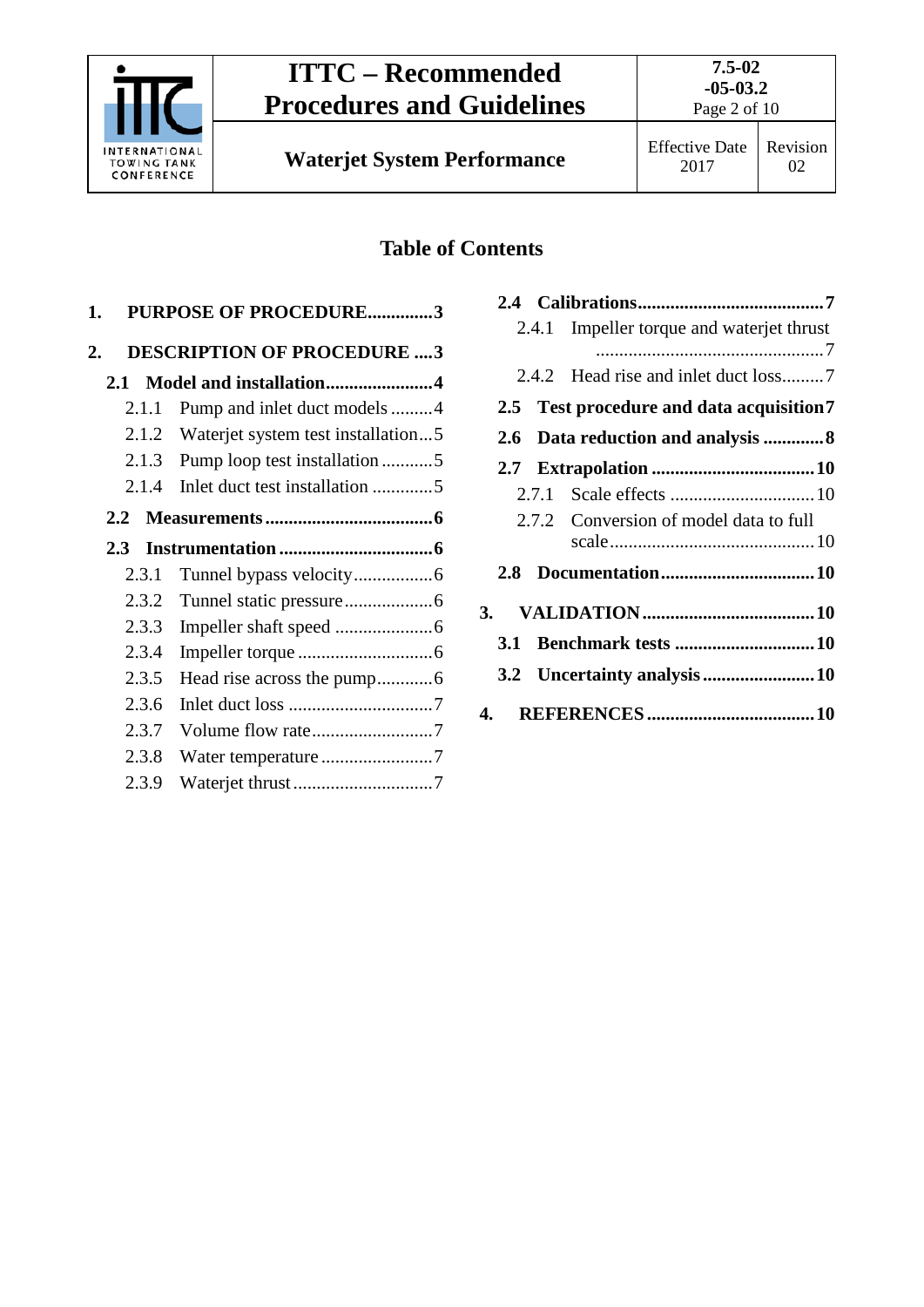## Table of Contents

**1. PURPOSE OF PROCEDURE..............3**

**2. DESCRIPTION OF PROCEDURE ....3**

- **2.1 Model and installation.......................4**
  - 2.1.1 Pump and inlet duct models .........4
  - 2.1.2 Waterjet system test installation...5
  - 2.1.3 Pump loop test installation ...........5
  - 2.1.4 Inlet duct test installation .............5
- **2.2 Measurements ....................................6**
- **2.3 Instrumentation .................................6**
  - 2.3.1 Tunnel bypass velocity.................6
  - 2.3.2 Tunnel static pressure...................6
  - 2.3.3 Impeller shaft speed .....................6
  - 2.3.4 Impeller torque .............................6
  - 2.3.5 Head rise across the pump............6
  - 2.3.6 Inlet duct loss ...............................7
  - 2.3.7 Volume flow rate..........................7
  - 2.3.8 Water temperature ........................7
  - 2.3.9 Waterjet thrust ..............................7
- **2.4 Calibrations........................................7**
  - 2.4.1 Impeller torque and waterjet thrust ................................................7
  - 2.4.2 Head rise and inlet duct loss.........7
- **2.5 Test procedure and data acquisition7**
- **2.6 Data reduction and analysis .............8**
- **2.7 Extrapolation ...................................10**
  - 2.7.1 Scale effects ...............................10
  - 2.7.2 Conversion of model data to full scale............................................10
- **2.8 Documentation.................................10**

**3. VALIDATION.....................................10**

- **3.1 Benchmark tests ..............................10**
- **3.2 Uncertainty analysis........................10**

**4. REFERENCES....................................10**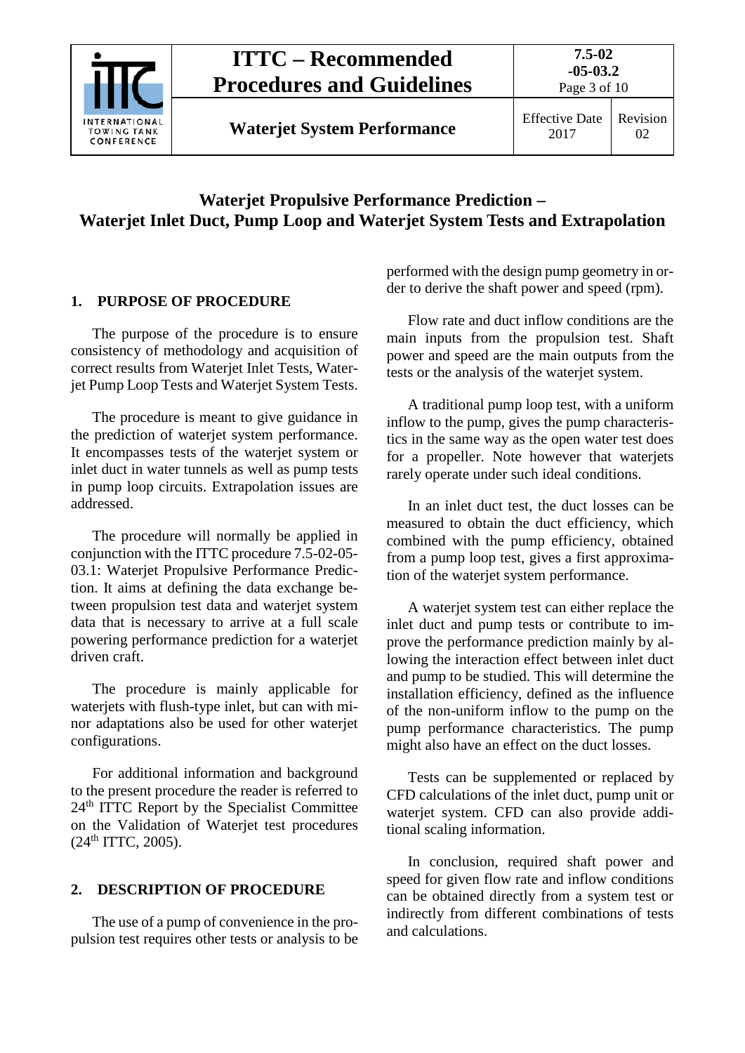# Waterjet Propulsive Performance Prediction – Waterjet Inlet Duct, Pump Loop and Waterjet System Tests and Extrapolation

## 1. PURPOSE OF PROCEDURE

The purpose of the procedure is to ensure consistency of methodology and acquisition of correct results from Waterjet Inlet Tests, Waterjet Pump Loop Tests and Waterjet System Tests.

The procedure is meant to give guidance in the prediction of waterjet system performance. It encompasses tests of the waterjet system or inlet duct in water tunnels as well as pump tests in pump loop circuits. Extrapolation issues are addressed.

The procedure will normally be applied in conjunction with the ITTC procedure 7.5-02-05-03.1: Waterjet Propulsive Performance Prediction. It aims at defining the data exchange between propulsion test data and waterjet system data that is necessary to arrive at a full scale powering performance prediction for a waterjet driven craft.

The procedure is mainly applicable for waterjets with flush-type inlet, but can with minor adaptations also be used for other waterjet configurations.

For additional information and background to the present procedure the reader is referred to 24th ITTC Report by the Specialist Committee on the Validation of Waterjet test procedures (24th ITTC, 2005).

## 2. DESCRIPTION OF PROCEDURE

The use of a pump of convenience in the propulsion test requires other tests or analysis to be performed with the design pump geometry in order to derive the shaft power and speed (rpm).

Flow rate and duct inflow conditions are the main inputs from the propulsion test. Shaft power and speed are the main outputs from the tests or the analysis of the waterjet system.

A traditional pump loop test, with a uniform inflow to the pump, gives the pump characteristics in the same way as the open water test does for a propeller. Note however that waterjets rarely operate under such ideal conditions.

In an inlet duct test, the duct losses can be measured to obtain the duct efficiency, which combined with the pump efficiency, obtained from a pump loop test, gives a first approximation of the waterjet system performance.

A waterjet system test can either replace the inlet duct and pump tests or contribute to improve the performance prediction mainly by allowing the interaction effect between inlet duct and pump to be studied. This will determine the installation efficiency, defined as the influence of the non-uniform inflow to the pump on the pump performance characteristics. The pump might also have an effect on the duct losses.

Tests can be supplemented or replaced by CFD calculations of the inlet duct, pump unit or waterjet system. CFD can also provide additional scaling information.

In conclusion, required shaft power and speed for given flow rate and inflow conditions can be obtained directly from a system test or indirectly from different combinations of tests and calculations.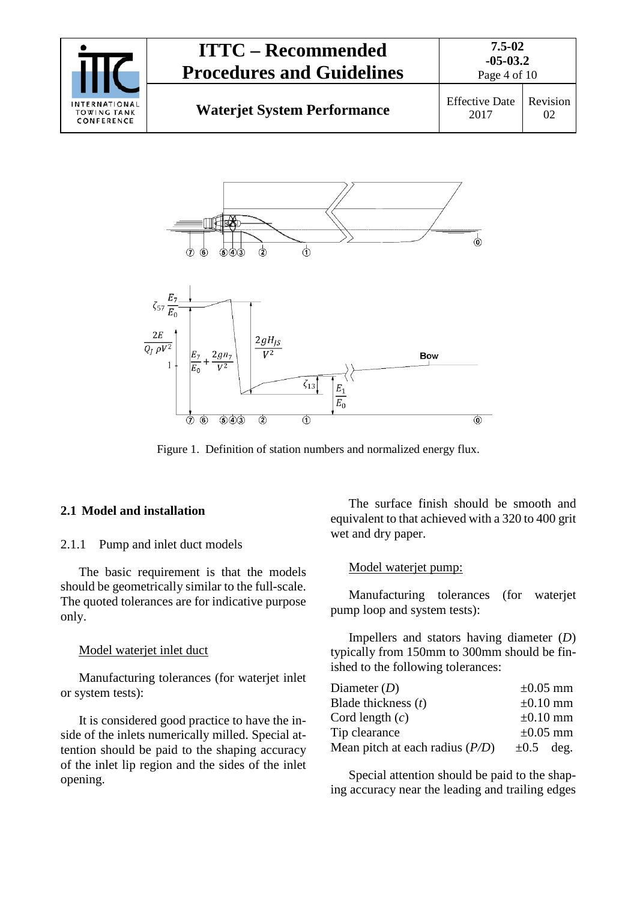Figure 1. Definition of station numbers and normalized energy flux.

## 2.1 Model and installation

### 2.1.1 Pump and inlet duct models

The basic requirement is that the models should be geometrically similar to the full-scale. The quoted tolerances are for indicative purpose only.

Model waterjet inlet duct

Manufacturing tolerances (for waterjet inlet or system tests):

It is considered good practice to have the inside of the inlets numerically milled. Special attention should be paid to the shaping accuracy of the inlet lip region and the sides of the inlet opening.

The surface finish should be smooth and equivalent to that achieved with a 320 to 400 grit wet and dry paper.

Model waterjet pump:

Manufacturing tolerances (for waterjet pump loop and system tests):

Impellers and stators having diameter (*D*) typically from 150mm to 300mm should be finished to the following tolerances:

| | |
|---|---|
| Diameter (*D*) | ±0.05 mm |
| Blade thickness (*t*) | ±0.10 mm |
| Cord length (*c*) | ±0.10 mm |
| Tip clearance | ±0.05 mm |
| Mean pitch at each radius (*P/D*) | ±0.5 deg. |

Special attention should be paid to the shaping accuracy near the leading and trailing edges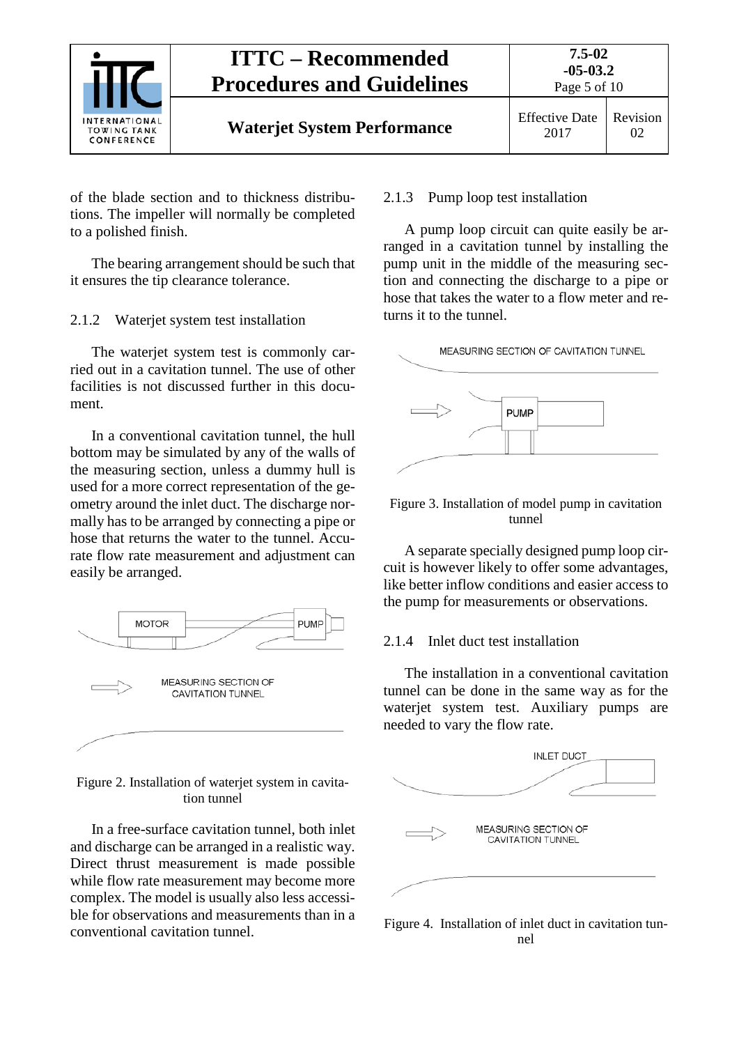of the blade section and to thickness distributions. The impeller will normally be completed to a polished finish.

The bearing arrangement should be such that it ensures the tip clearance tolerance.

### 2.1.2 Waterjet system test installation

The waterjet system test is commonly carried out in a cavitation tunnel. The use of other facilities is not discussed further in this document.

In a conventional cavitation tunnel, the hull bottom may be simulated by any of the walls of the measuring section, unless a dummy hull is used for a more correct representation of the geometry around the inlet duct. The discharge normally has to be arranged by connecting a pipe or hose that returns the water to the tunnel. Accurate flow rate measurement and adjustment can easily be arranged.

Figure 2. Installation of waterjet system in cavitation tunnel

In a free-surface cavitation tunnel, both inlet and discharge can be arranged in a realistic way. Direct thrust measurement is made possible while flow rate measurement may become more complex. The model is usually also less accessible for observations and measurements than in a conventional cavitation tunnel.

### 2.1.3 Pump loop test installation

A pump loop circuit can quite easily be arranged in a cavitation tunnel by installing the pump unit in the middle of the measuring section and connecting the discharge to a pipe or hose that takes the water to a flow meter and returns it to the tunnel.

Figure 3. Installation of model pump in cavitation tunnel

A separate specially designed pump loop circuit is however likely to offer some advantages, like better inflow conditions and easier access to the pump for measurements or observations.

### 2.1.4 Inlet duct test installation

The installation in a conventional cavitation tunnel can be done in the same way as for the waterjet system test. Auxiliary pumps are needed to vary the flow rate.

Figure 4. Installation of inlet duct in cavitation tunnel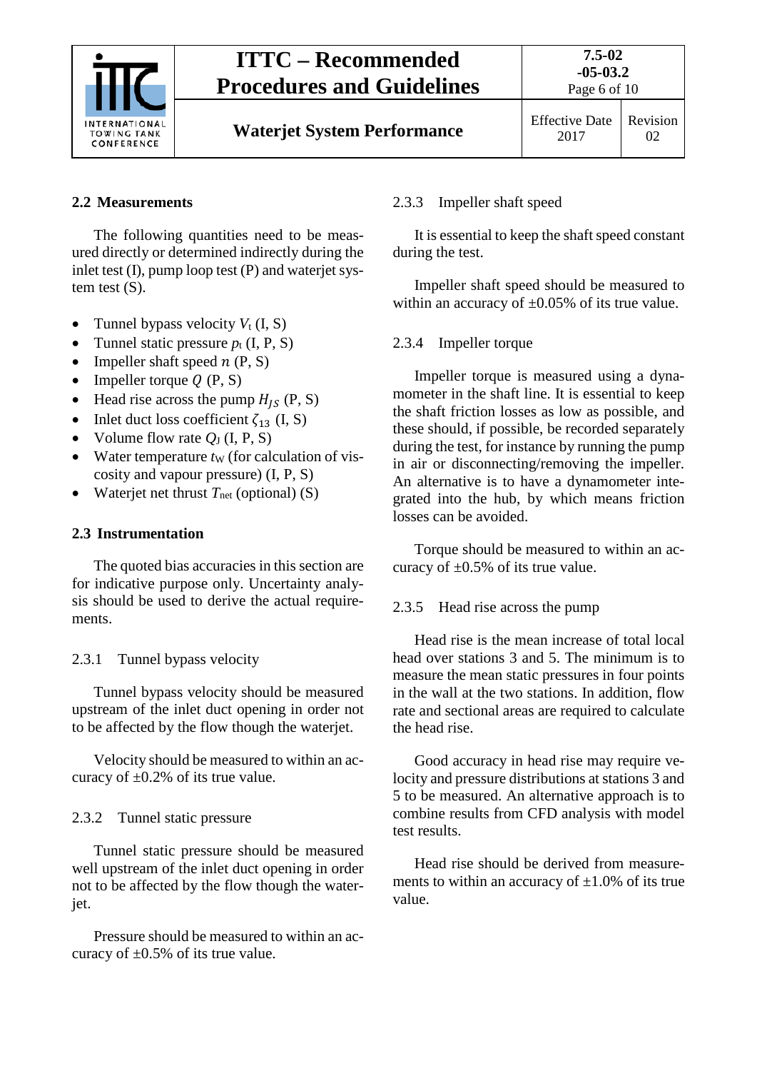## 2.2 Measurements

The following quantities need to be measured directly or determined indirectly during the inlet test (I), pump loop test (P) and waterjet system test (S).

- Tunnel bypass velocity $V_t$ (I, S)
- Tunnel static pressure $p_t$ (I, P, S)
- Impeller shaft speed $n$ (P, S)
- Impeller torque $Q$ (P, S)
- Head rise across the pump $H_{JS}$ (P, S)
- Inlet duct loss coefficient $\zeta_{13}$ (I, S)
- Volume flow rate $Q_J$ (I, P, S)
- Water temperature $t_W$ (for calculation of viscosity and vapour pressure) (I, P, S)
- Waterjet net thrust $T_{net}$ (optional) (S)

## 2.3 Instrumentation

The quoted bias accuracies in this section are for indicative purpose only. Uncertainty analysis should be used to derive the actual requirements.

### 2.3.1 Tunnel bypass velocity

Tunnel bypass velocity should be measured upstream of the inlet duct opening in order not to be affected by the flow though the waterjet.

Velocity should be measured to within an accuracy of ±0.2% of its true value.

### 2.3.2 Tunnel static pressure

Tunnel static pressure should be measured well upstream of the inlet duct opening in order not to be affected by the flow though the waterjet.

Pressure should be measured to within an accuracy of ±0.5% of its true value.

### 2.3.3 Impeller shaft speed

It is essential to keep the shaft speed constant during the test.

Impeller shaft speed should be measured to within an accuracy of ±0.05% of its true value.

### 2.3.4 Impeller torque

Impeller torque is measured using a dynamometer in the shaft line. It is essential to keep the shaft friction losses as low as possible, and these should, if possible, be recorded separately during the test, for instance by running the pump in air or disconnecting/removing the impeller. An alternative is to have a dynamometer integrated into the hub, by which means friction losses can be avoided.

Torque should be measured to within an accuracy of ±0.5% of its true value.

### 2.3.5 Head rise across the pump

Head rise is the mean increase of total local head over stations 3 and 5. The minimum is to measure the mean static pressures in four points in the wall at the two stations. In addition, flow rate and sectional areas are required to calculate the head rise.

Good accuracy in head rise may require velocity and pressure distributions at stations 3 and 5 to be measured. An alternative approach is to combine results from CFD analysis with model test results.

Head rise should be derived from measurements to within an accuracy of ±1.0% of its true value.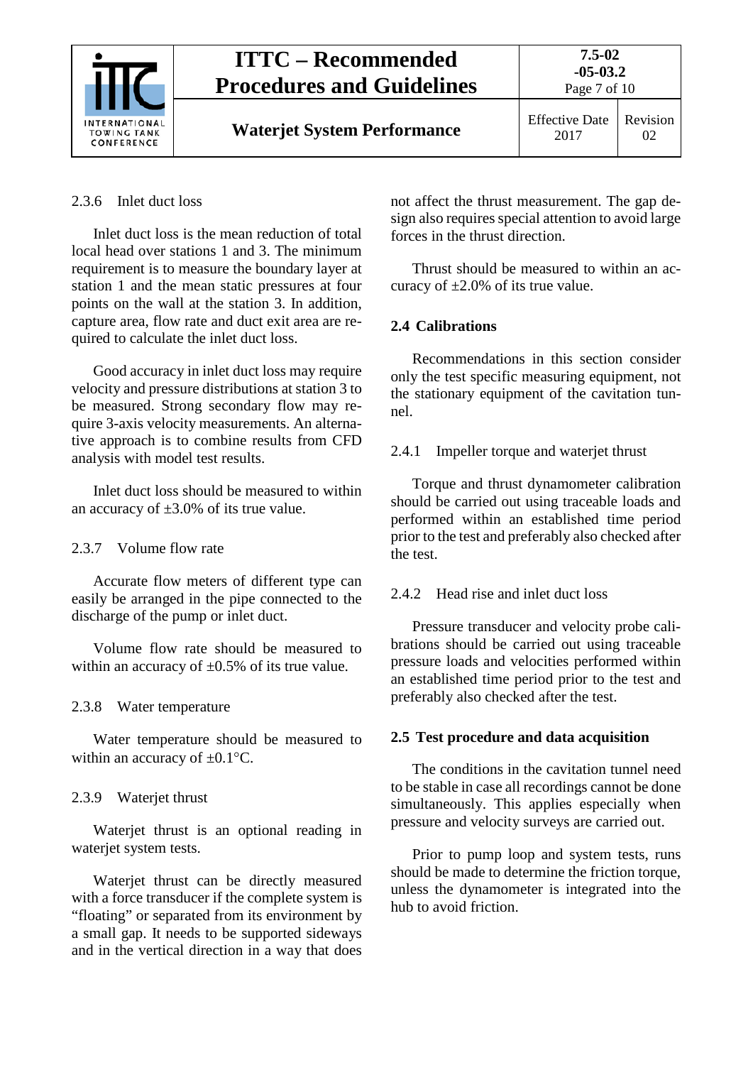#### 2.3.6 Inlet duct loss

Inlet duct loss is the mean reduction of total local head over stations 1 and 3. The minimum requirement is to measure the boundary layer at station 1 and the mean static pressures at four points on the wall at the station 3. In addition, capture area, flow rate and duct exit area are required to calculate the inlet duct loss.

Good accuracy in inlet duct loss may require velocity and pressure distributions at station 3 to be measured. Strong secondary flow may require 3-axis velocity measurements. An alternative approach is to combine results from CFD analysis with model test results.

Inlet duct loss should be measured to within an accuracy of ±3.0% of its true value.

#### 2.3.7 Volume flow rate

Accurate flow meters of different type can easily be arranged in the pipe connected to the discharge of the pump or inlet duct.

Volume flow rate should be measured to within an accuracy of ±0.5% of its true value.

#### 2.3.8 Water temperature

Water temperature should be measured to within an accuracy of ±0.1°C.

#### 2.3.9 Waterjet thrust

Waterjet thrust is an optional reading in waterjet system tests.

Waterjet thrust can be directly measured with a force transducer if the complete system is "floating" or separated from its environment by a small gap. It needs to be supported sideways and in the vertical direction in a way that does not affect the thrust measurement. The gap design also requires special attention to avoid large forces in the thrust direction.

Thrust should be measured to within an accuracy of ±2.0% of its true value.

### 2.4 Calibrations

Recommendations in this section consider only the test specific measuring equipment, not the stationary equipment of the cavitation tunnel.

#### 2.4.1 Impeller torque and waterjet thrust

Torque and thrust dynamometer calibration should be carried out using traceable loads and performed within an established time period prior to the test and preferably also checked after the test.

#### 2.4.2 Head rise and inlet duct loss

Pressure transducer and velocity probe calibrations should be carried out using traceable pressure loads and velocities performed within an established time period prior to the test and preferably also checked after the test.

### 2.5 Test procedure and data acquisition

The conditions in the cavitation tunnel need to be stable in case all recordings cannot be done simultaneously. This applies especially when pressure and velocity surveys are carried out.

Prior to pump loop and system tests, runs should be made to determine the friction torque, unless the dynamometer is integrated into the hub to avoid friction.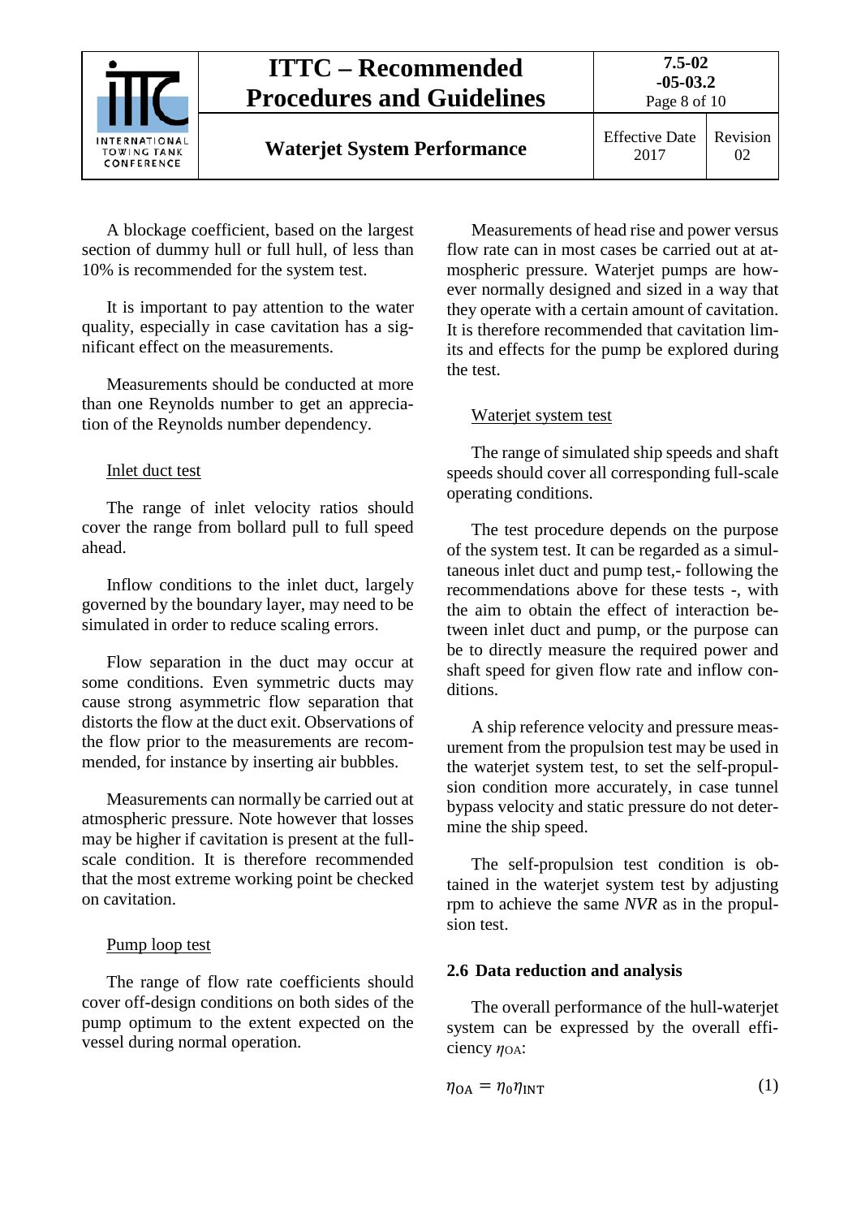A blockage coefficient, based on the largest section of dummy hull or full hull, of less than 10% is recommended for the system test.

It is important to pay attention to the water quality, especially in case cavitation has a significant effect on the measurements.

Measurements should be conducted at more than one Reynolds number to get an appreciation of the Reynolds number dependency.

Inlet duct test

The range of inlet velocity ratios should cover the range from bollard pull to full speed ahead.

Inflow conditions to the inlet duct, largely governed by the boundary layer, may need to be simulated in order to reduce scaling errors.

Flow separation in the duct may occur at some conditions. Even symmetric ducts may cause strong asymmetric flow separation that distorts the flow at the duct exit. Observations of the flow prior to the measurements are recommended, for instance by inserting air bubbles.

Measurements can normally be carried out at atmospheric pressure. Note however that losses may be higher if cavitation is present at the full-scale condition. It is therefore recommended that the most extreme working point be checked on cavitation.

Pump loop test

The range of flow rate coefficients should cover off-design conditions on both sides of the pump optimum to the extent expected on the vessel during normal operation.

Measurements of head rise and power versus flow rate can in most cases be carried out at atmospheric pressure. Waterjet pumps are however normally designed and sized in a way that they operate with a certain amount of cavitation. It is therefore recommended that cavitation limits and effects for the pump be explored during the test.

Waterjet system test

The range of simulated ship speeds and shaft speeds should cover all corresponding full-scale operating conditions.

The test procedure depends on the purpose of the system test. It can be regarded as a simultaneous inlet duct and pump test,- following the recommendations above for these tests -, with the aim to obtain the effect of interaction between inlet duct and pump, or the purpose can be to directly measure the required power and shaft speed for given flow rate and inflow conditions.

A ship reference velocity and pressure measurement from the propulsion test may be used in the waterjet system test, to set the self-propulsion condition more accurately, in case tunnel bypass velocity and static pressure do not determine the ship speed.

The self-propulsion test condition is obtained in the waterjet system test by adjusting rpm to achieve the same *NVR* as in the propulsion test.

### 2.6 Data reduction and analysis

The overall performance of the hull-waterjet system can be expressed by the overall efficiency $\eta_{OA}$:

$$\eta_{OA} = \eta_0 \eta_{INT} \tag{1}$$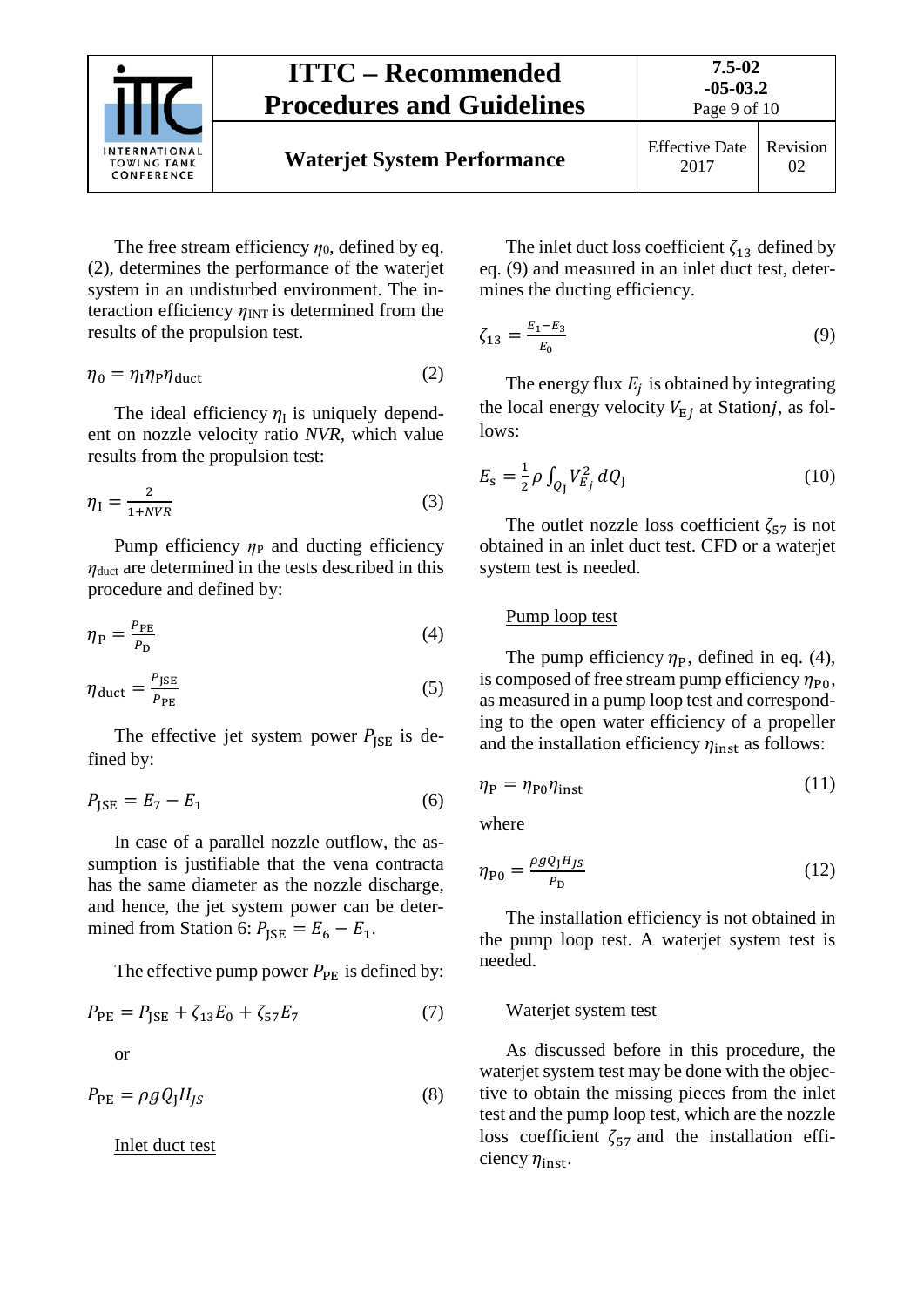The free stream efficiency $\eta_0$, defined by eq. (2), determines the performance of the waterjet system in an undisturbed environment. The interaction efficiency $\eta_{\text{INT}}$ is determined from the results of the propulsion test.

$$\eta_0 = \eta_{\text{I}}\eta_{\text{P}}\eta_{\text{duct}} \tag{2}$$

The ideal efficiency $\eta_{\text{I}}$ is uniquely dependent on nozzle velocity ratio *NVR*, which value results from the propulsion test:

$$\eta_{\text{I}} = \frac{2}{1+NVR} \tag{3}$$

Pump efficiency $\eta_{\text{P}}$ and ducting efficiency $\eta_{\text{duct}}$ are determined in the tests described in this procedure and defined by:

$$\eta_{\text{P}} = \frac{P_{\text{PE}}}{P_{\text{D}}} \tag{4}$$

$$\eta_{\text{duct}} = \frac{P_{\text{JSE}}}{P_{\text{PE}}} \tag{5}$$

The effective jet system power $P_{\text{JSE}}$ is defined by:

$$P_{\text{JSE}} = E_7 - E_1 \tag{6}$$

In case of a parallel nozzle outflow, the assumption is justifiable that the vena contracta has the same diameter as the nozzle discharge, and hence, the jet system power can be determined from Station 6: $P_{\text{JSE}} = E_6 - E_1$.

The effective pump power $P_{\text{PE}}$ is defined by:

$$P_{\text{PE}} = P_{\text{JSE}} + \zeta_{13}E_0 + \zeta_{57}E_7 \tag{7}$$

or

$$P_{\text{PE}} = \rho g Q_{\text{J}} H_{JS} \tag{8}$$

<u>Inlet duct test</u>

The inlet duct loss coefficient $\zeta_{13}$ defined by eq. (9) and measured in an inlet duct test, determines the ducting efficiency.

$$\zeta_{13} = \frac{E_1 - E_3}{E_0} \tag{9}$$

The energy flux $E_j$ is obtained by integrating the local energy velocity $V_{\text{E}j}$ at Station$j$, as follows:

$$E_{\text{s}} = \frac{1}{2}\rho \int_{Q_{\text{J}}} V_{Ej}^2 \, dQ_{\text{J}} \tag{10}$$

The outlet nozzle loss coefficient $\zeta_{57}$ is not obtained in an inlet duct test. CFD or a waterjet system test is needed.

<u>Pump loop test</u>

The pump efficiency $\eta_{\text{P}}$, defined in eq. (4), is composed of free stream pump efficiency $\eta_{\text{P0}}$, as measured in a pump loop test and corresponding to the open water efficiency of a propeller and the installation efficiency $\eta_{\text{inst}}$ as follows:

$$\eta_{\text{P}} = \eta_{\text{P0}}\eta_{\text{inst}} \tag{11}$$

where

$$\eta_{\text{P0}} = \frac{\rho g Q_{\text{J}} H_{JS}}{P_{\text{D}}} \tag{12}$$

The installation efficiency is not obtained in the pump loop test. A waterjet system test is needed.

<u>Waterjet system test</u>

As discussed before in this procedure, the waterjet system test may be done with the objective to obtain the missing pieces from the inlet test and the pump loop test, which are the nozzle loss coefficient $\zeta_{57}$ and the installation efficiency $\eta_{\text{inst}}$.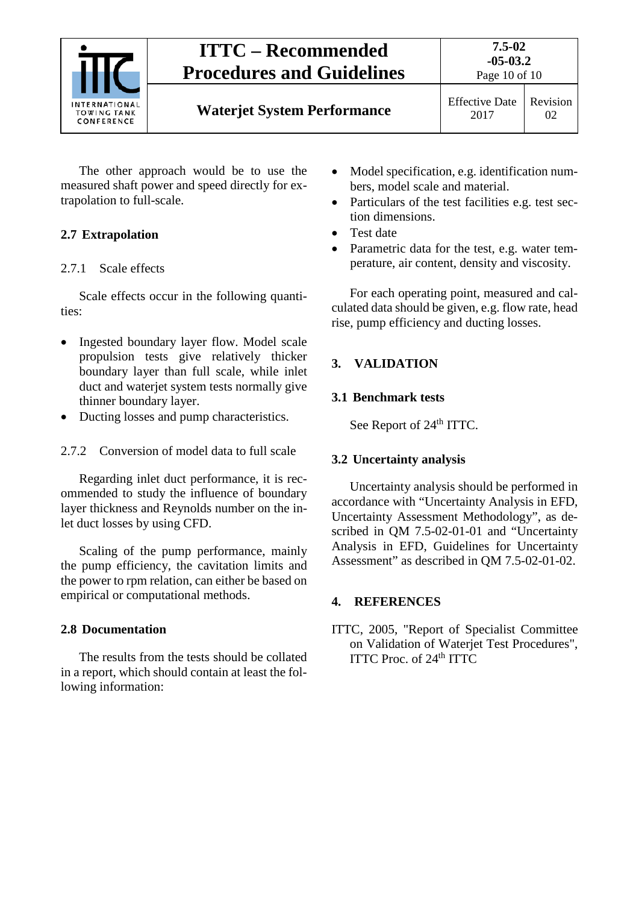The other approach would be to use the measured shaft power and speed directly for extrapolation to full-scale.

## 2.7 Extrapolation

### 2.7.1 Scale effects

Scale effects occur in the following quantities:

- Ingested boundary layer flow. Model scale propulsion tests give relatively thicker boundary layer than full scale, while inlet duct and waterjet system tests normally give thinner boundary layer.
- Ducting losses and pump characteristics.

### 2.7.2 Conversion of model data to full scale

Regarding inlet duct performance, it is recommended to study the influence of boundary layer thickness and Reynolds number on the inlet duct losses by using CFD.

Scaling of the pump performance, mainly the pump efficiency, the cavitation limits and the power to rpm relation, can either be based on empirical or computational methods.

## 2.8 Documentation

The results from the tests should be collated in a report, which should contain at least the following information:

- Model specification, e.g. identification numbers, model scale and material.
- Particulars of the test facilities e.g. test section dimensions.
- Test date
- Parametric data for the test, e.g. water temperature, air content, density and viscosity.

For each operating point, measured and calculated data should be given, e.g. flow rate, head rise, pump efficiency and ducting losses.

# 3. VALIDATION

## 3.1 Benchmark tests

See Report of 24th ITTC.

## 3.2 Uncertainty analysis

Uncertainty analysis should be performed in accordance with "Uncertainty Analysis in EFD, Uncertainty Assessment Methodology", as described in QM 7.5-02-01-01 and "Uncertainty Analysis in EFD, Guidelines for Uncertainty Assessment" as described in QM 7.5-02-01-02.

# 4. REFERENCES

ITTC, 2005, "Report of Specialist Committee on Validation of Waterjet Test Procedures", ITTC Proc. of 24th ITTC